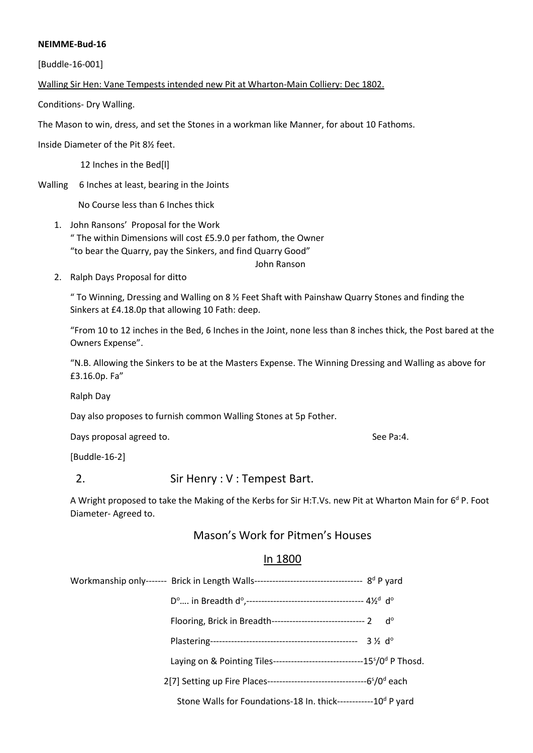**NEIMME-Bud-16**

[Buddle-16-001]

Walling Sir Hen: Vane Tempests intended new Pit at Wharton-Main Colliery: Dec 1802.

Conditions- Dry Walling.

The Mason to win, dress, and set the Stones in a workman like Manner, for about 10 Fathoms.

Inside Diameter of the Pit 8½ feet.

12 Inches in the Bed[l]

Walling 6 Inches at least, bearing in the Joints

No Course less than 6 Inches thick

1. John Ransons' Proposal for the Work
   " The within Dimensions will cost £5.9.0 per fathom, the Owner
   "to bear the Quarry, pay the Sinkers, and find Quarry Good"
   John Ranson
2. Ralph Days Proposal for ditto

   " To Winning, Dressing and Walling on 8 ½ Feet Shaft with Painshaw Quarry Stones and finding the Sinkers at £4.18.0p that allowing 10 Fath: deep.

   "From 10 to 12 inches in the Bed, 6 Inches in the Joint, none less than 8 inches thick, the Post bared at the Owners Expense".

   "N.B. Allowing the Sinkers to be at the Masters Expense. The Winning Dressing and Walling as above for £3.16.0p. Fa"

   Ralph Day

   Day also proposes to furnish common Walling Stones at 5p Fother.

   Days proposal agreed to. See Pa:4.

   [Buddle-16-2]

2. Sir Henry : V : Tempest Bart.

A Wright proposed to take the Making of the Kerbs for Sir H:T.Vs. new Pit at Wharton Main for 6ᵈ P. Foot Diameter- Agreed to.

## Mason's Work for Pitmen's Houses

## In 1800

Workmanship only------- Brick in Length Walls------------------------------------ 8ᵈ P yard

Dᵒ.... in Breadth dᵒ,--------------------------------------- 4½ᵈ dᵒ

Flooring, Brick in Breadth------------------------------- 2 dᵒ

Plastering------------------------------------------------- 3 ½ dᵒ

Laying on & Pointing Tiles------------------------------15ˢ/0ᵈ P Thosd.

2[7] Setting up Fire Places---------------------------------6ˢ/0ᵈ each

Stone Walls for Foundations-18 In. thick------------10ᵈ P yard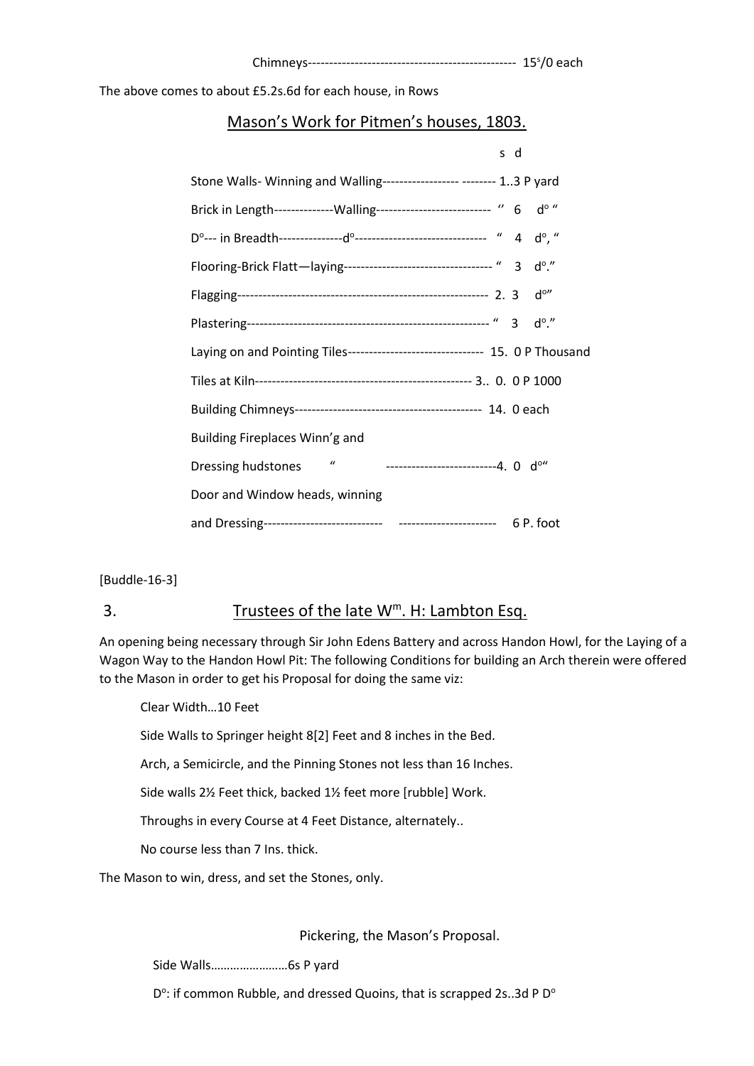Chimneys-------------------------------------------------- 15s/0 each

The above comes to about £5.2s.6d for each house, in Rows

## Mason's Work for Pitmen's houses, 1803.

| | s d |
|---|---|
| Stone Walls- Winning and Walling------------------ -------- | 1..3 P yard |
| Brick in Length--------------Walling--------------------------- | '' 6 d° " |
| D°--- in Breadth---------------d°------------------------------- | " 4 d°, " |
| Flooring-Brick Flatt—laying----------------------------------- | " 3 d°." |
| Flagging------------------------------------------------------------ | 2. 3 d°" |
| Plastering--------------------------------------------------------- | " 3 d°." |
| Laying on and Pointing Tiles-------------------------------- | 15. 0 P Thousand |
| Tiles at Kiln--------------------------------------------------- | 3.. 0. 0 P 1000 |
| Building Chimneys-------------------------------------------- | 14. 0 each |
| Building Fireplaces Winn'g and Dressing hudstones " -------------------------- | 4. 0 d°" |
| Door and Window heads, winning and Dressing---------------------------- ---------------------- | 6 P. foot |

[Buddle-16-3]

## 3. Trustees of the late Wm. H: Lambton Esq.

An opening being necessary through Sir John Edens Battery and across Handon Howl, for the Laying of a Wagon Way to the Handon Howl Pit: The following Conditions for building an Arch therein were offered to the Mason in order to get his Proposal for doing the same viz:

Clear Width…10 Feet

Side Walls to Springer height 8[2] Feet and 8 inches in the Bed.

Arch, a Semicircle, and the Pinning Stones not less than 16 Inches.

Side walls 2½ Feet thick, backed 1½ feet more [rubble] Work.

Throughs in every Course at 4 Feet Distance, alternately..

No course less than 7 Ins. thick.

The Mason to win, dress, and set the Stones, only.

Pickering, the Mason's Proposal.

Side Walls……………………6s P yard

D°: if common Rubble, and dressed Quoins, that is scrapped 2s..3d P D°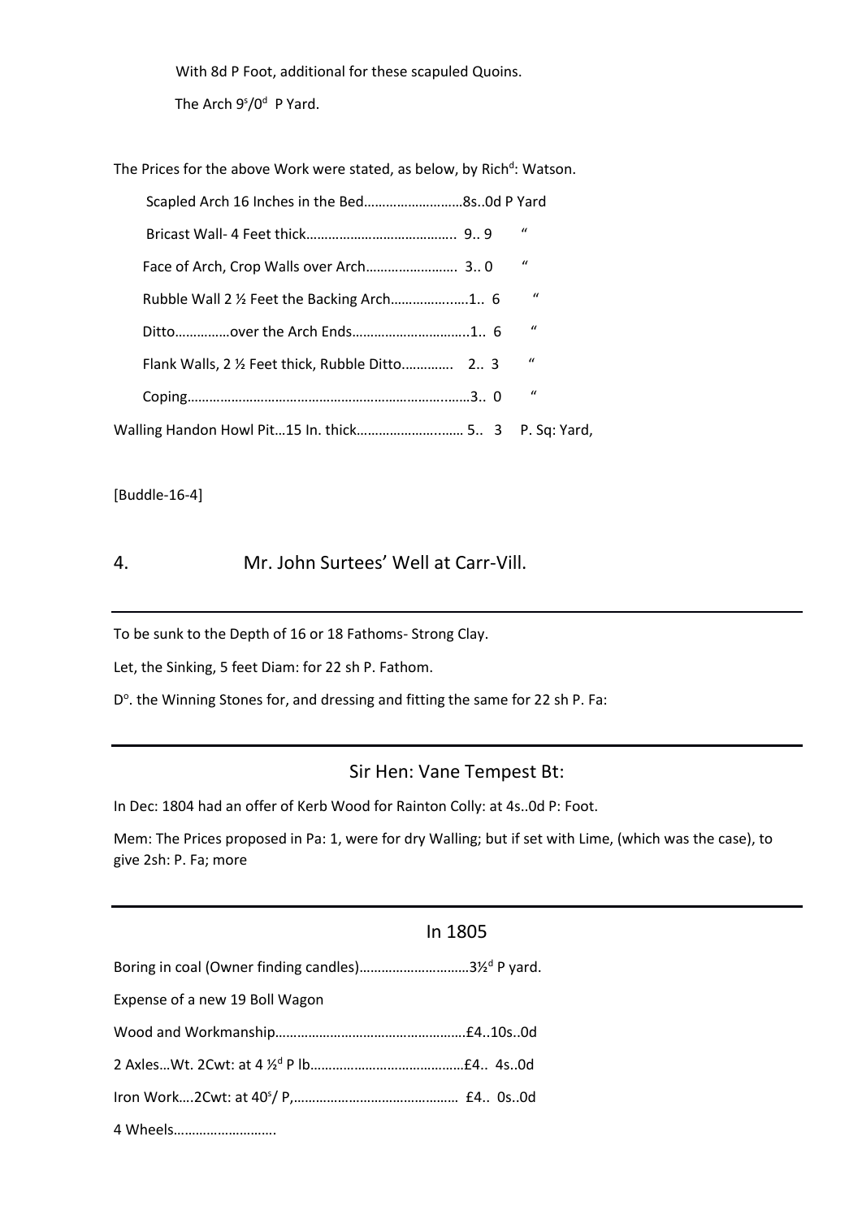With 8d P Foot, additional for these scapuled Quoins.

The Arch 9s/0d P Yard.

The Prices for the above Work were stated, as below, by Richd: Watson.

Scapled Arch 16 Inches in the Bed………………………8s..0d P Yard

Bricast Wall- 4 Feet thick………………………………….. 9.. 9 "

Face of Arch, Crop Walls over Arch……………………. 3.. 0 "

Rubble Wall 2 ½ Feet the Backing Arch………………...1.. 6 "

Ditto……………over the Arch Ends…………………………..1.. 6 "

Flank Walls, 2 ½ Feet thick, Rubble Ditto…………. 2.. 3 "

Coping……………………………………………………………….3.. 0 "

Walling Handon Howl Pit…15 In. thick……………………… 5.. 3 P. Sq: Yard,

[Buddle-16-4]

## 4. Mr. John Surtees' Well at Carr-Vill.

---

To be sunk to the Depth of 16 or 18 Fathoms- Strong Clay.

Let, the Sinking, 5 feet Diam: for 22 sh P. Fathom.

Do. the Winning Stones for, and dressing and fitting the same for 22 sh P. Fa:

---

## Sir Hen: Vane Tempest Bt:

In Dec: 1804 had an offer of Kerb Wood for Rainton Colly: at 4s..0d P: Foot.

Mem: The Prices proposed in Pa: 1, were for dry Walling; but if set with Lime, (which was the case), to give 2sh: P. Fa; more

---

## In 1805

Boring in coal (Owner finding candles)………………………3½d P yard.

Expense of a new 19 Boll Wagon

Wood and Workmanship…………………………………………….£4..10s..0d

2 Axles…Wt. 2Cwt: at 4 ½d P lb……………………………………£4.. 4s..0d

Iron Work….2Cwt: at 40s/ P,……………………………………… £4.. 0s..0d

4 Wheels………………………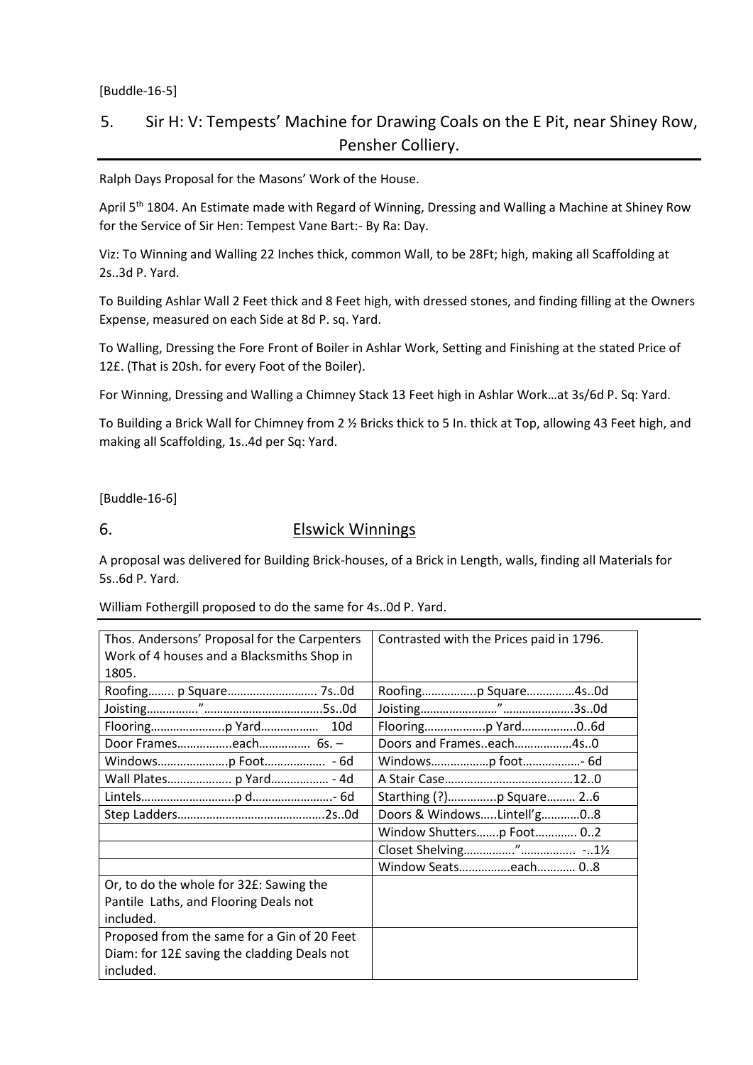[Buddle-16-5]

## 5. Sir H: V: Tempests' Machine for Drawing Coals on the E Pit, near Shiney Row, Pensher Colliery.

Ralph Days Proposal for the Masons' Work of the House.

April 5th 1804. An Estimate made with Regard of Winning, Dressing and Walling a Machine at Shiney Row for the Service of Sir Hen: Tempest Vane Bart:- By Ra: Day.

Viz: To Winning and Walling 22 Inches thick, common Wall, to be 28Ft; high, making all Scaffolding at 2s..3d P. Yard.

To Building Ashlar Wall 2 Feet thick and 8 Feet high, with dressed stones, and finding filling at the Owners Expense, measured on each Side at 8d P. sq. Yard.

To Walling, Dressing the Fore Front of Boiler in Ashlar Work, Setting and Finishing at the stated Price of 12£. (That is 20sh. for every Foot of the Boiler).

For Winning, Dressing and Walling a Chimney Stack 13 Feet high in Ashlar Work…at 3s/6d P. Sq: Yard.

To Building a Brick Wall for Chimney from 2 ½ Bricks thick to 5 In. thick at Top, allowing 43 Feet high, and making all Scaffolding, 1s..4d per Sq: Yard.

[Buddle-16-6]

## 6. Elswick Winnings

A proposal was delivered for Building Brick-houses, of a Brick in Length, walls, finding all Materials for 5s..6d P. Yard.

William Fothergill proposed to do the same for 4s..0d P. Yard.

| Thos. Andersons' Proposal for the Carpenters Work of 4 houses and a Blacksmiths Shop in 1805. | Contrasted with the Prices paid in 1796. |
|---|---|
| Roofing…….. p Square………………………. 7s..0d | Roofing……………..p Square……………4s..0d |
| Joisting……………."……………………………….5s..0d | Joisting……………………"………………….3s..0d |
| Flooring…………………..p Yard……………… 10d | Flooring……………….p Yard…………….0..6d |
| Door Frames……………..each……………. 6s. – | Doors and Frames..each………………4s..0 |
| Windows………………….p Foot……………… - 6d | Windows………………p foot………………- 6d |
| Wall Plates……………….. p Yard……………… - 4d | A Stair Case…………………………………12..0 |
| Lintels………………………..p d…………………….- 6d | Starthing (?)…………..p Square……… 2..6 |
| Step Ladders………………………………………2s..0d | Doors & Windows…..Lintell'g…………0..8 |
| | Window Shutters…….p Foot…………. 0..2 |
| | Closet Shelving……………."……………. -..1½ |
| | Window Seats…………….each………… 0..8 |
| Or, to do the whole for 32£: Sawing the Pantile Laths, and Flooring Deals not included. | |
| Proposed from the same for a Gin of 20 Feet Diam: for 12£ saving the cladding Deals not included. | |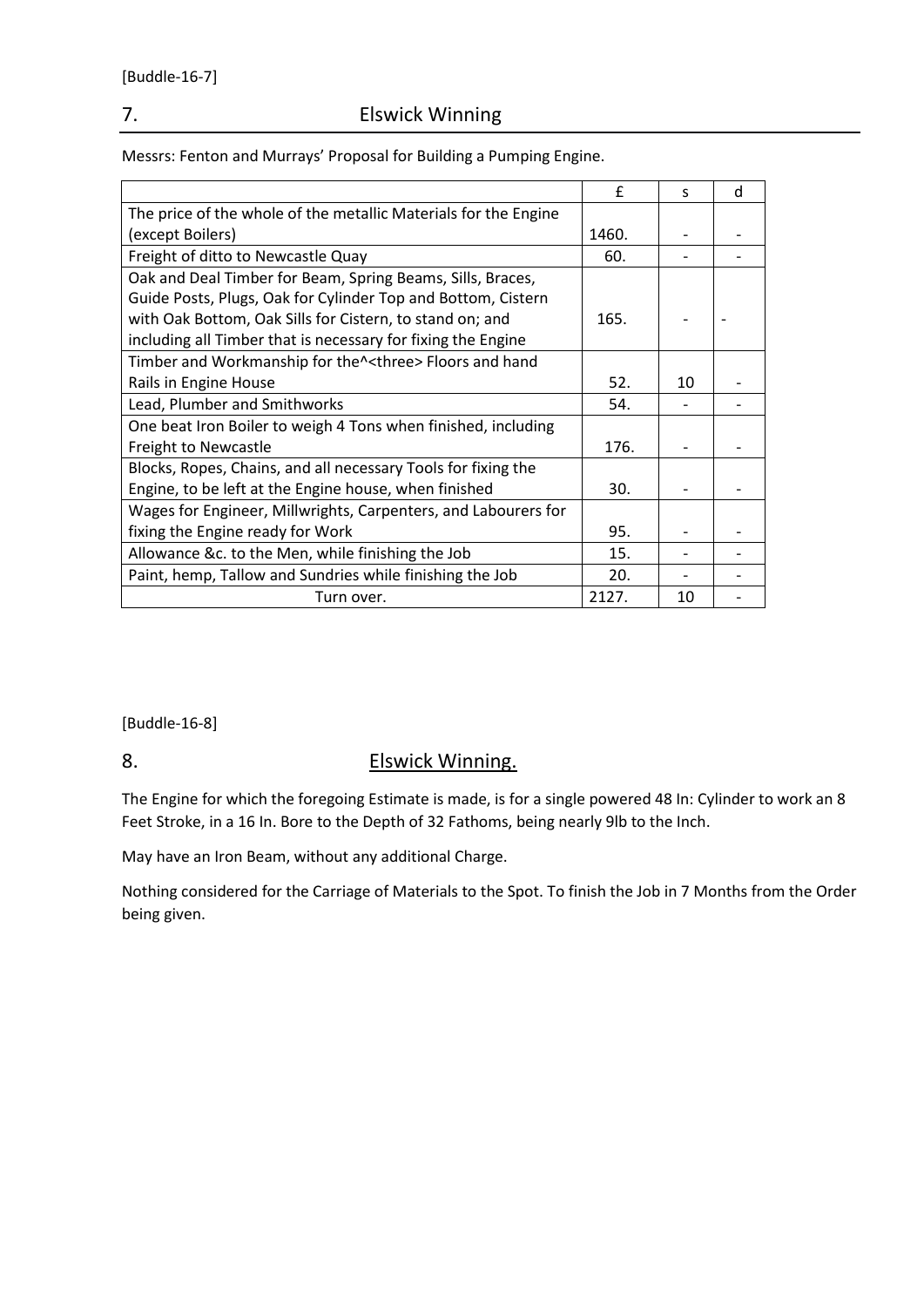[Buddle-16-7]

## 7. Elswick Winning

Messrs: Fenton and Murrays' Proposal for Building a Pumping Engine.

| | £ | s | d |
|---|---|---|---|
| The price of the whole of the metallic Materials for the Engine (except Boilers) | 1460. | - | - |
| Freight of ditto to Newcastle Quay | 60. | - | - |
| Oak and Deal Timber for Beam, Spring Beams, Sills, Braces, Guide Posts, Plugs, Oak for Cylinder Top and Bottom, Cistern with Oak Bottom, Oak Sills for Cistern, to stand on; and including all Timber that is necessary for fixing the Engine | 165. | - | - |
| Timber and Workmanship for the^<three> Floors and hand Rails in Engine House | 52. | 10 | - |
| Lead, Plumber and Smithworks | 54. | - | - |
| One beat Iron Boiler to weigh 4 Tons when finished, including Freight to Newcastle | 176. | - | - |
| Blocks, Ropes, Chains, and all necessary Tools for fixing the Engine, to be left at the Engine house, when finished | 30. | - | - |
| Wages for Engineer, Millwrights, Carpenters, and Labourers for fixing the Engine ready for Work | 95. | - | - |
| Allowance &c. to the Men, while finishing the Job | 15. | - | - |
| Paint, hemp, Tallow and Sundries while finishing the Job | 20. | - | - |
| Turn over. | 2127. | 10 | - |

[Buddle-16-8]

## 8. Elswick Winning.

The Engine for which the foregoing Estimate is made, is for a single powered 48 In: Cylinder to work an 8 Feet Stroke, in a 16 In. Bore to the Depth of 32 Fathoms, being nearly 9lb to the Inch.

May have an Iron Beam, without any additional Charge.

Nothing considered for the Carriage of Materials to the Spot. To finish the Job in 7 Months from the Order being given.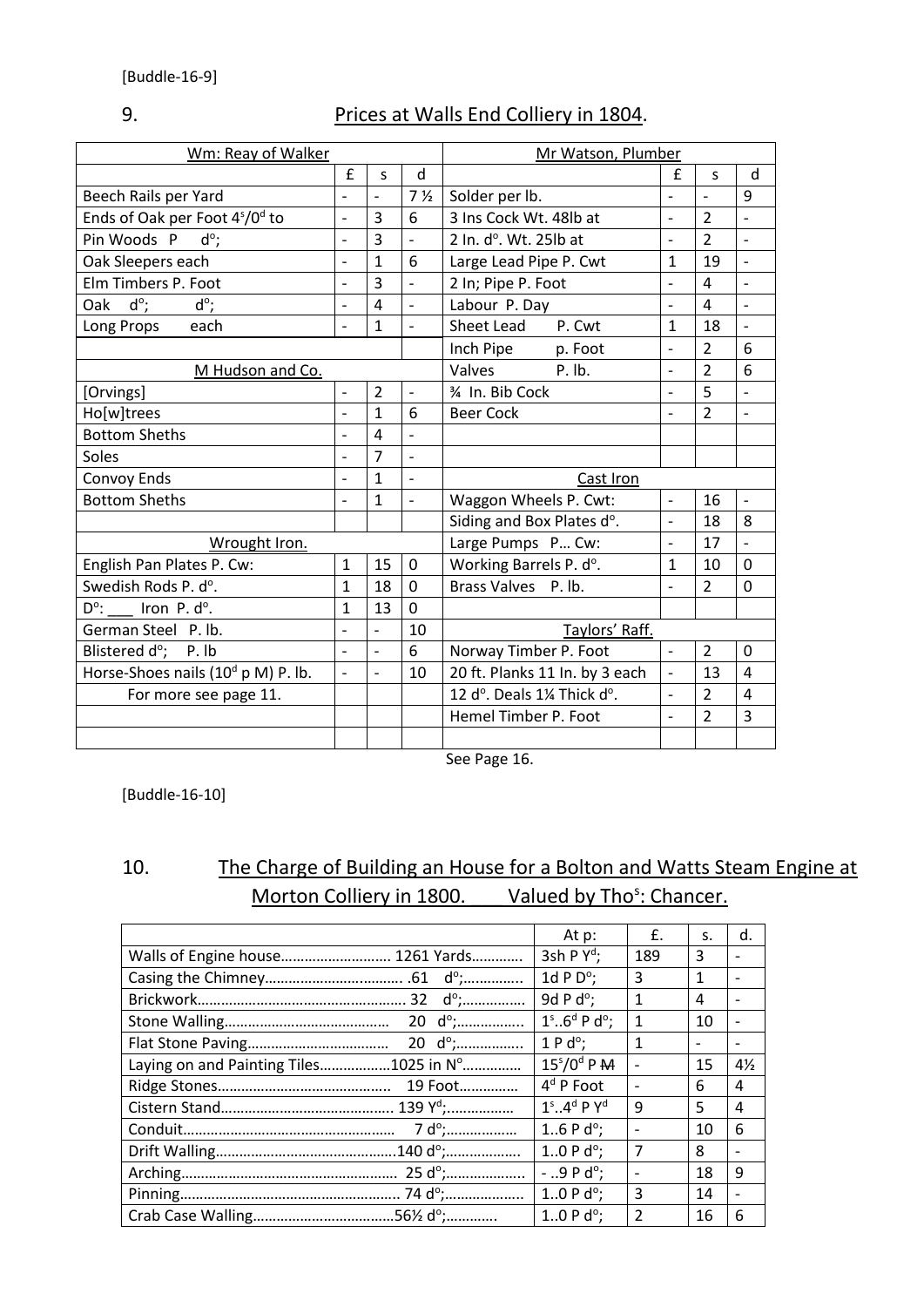[Buddle-16-9]

## 9. Prices at Walls End Colliery in 1804.

| Wm: Reay of Walker | £ | s | d | Mr Watson, Plumber | £ | s | d |
|---|---|---|---|---|---|---|---|
| Beech Rails per Yard | - | - | 7 ½ | Solder per lb. | - | - | 9 |
| Ends of Oak per Foot 4ˢ/0ᵈ to | - | 3 | 6 | 3 Ins Cock Wt. 48lb at | - | 2 | - |
| Pin Woods P dᵒ; | - | 3 | - | 2 In. dᵒ. Wt. 25lb at | - | 2 | - |
| Oak Sleepers each | - | 1 | 6 | Large Lead Pipe P. Cwt | 1 | 19 | - |
| Elm Timbers P. Foot | - | 3 | - | 2 In; Pipe P. Foot | - | 4 | - |
| Oak dᵒ; dᵒ; | - | 4 | - | Labour P. Day | - | 4 | - |
| Long Props each | - | 1 | - | Sheet Lead P. Cwt | 1 | 18 | - |
| | | | | Inch Pipe p. Foot | - | 2 | 6 |
| M Hudson and Co. | | | | Valves P. lb. | - | 2 | 6 |
| [Orvings] | - | 2 | - | ¾ In. Bib Cock | - | 5 | - |
| Ho[w]trees | - | 1 | 6 | Beer Cock | - | 2 | - |
| Bottom Sheths | - | 4 | - | | | | |
| Soles | - | 7 | - | | | | |
| Convoy Ends | - | 1 | - | Cast Iron | | | |
| Bottom Sheths | - | 1 | - | Waggon Wheels P. Cwt: | - | 16 | - |
| | | | | Siding and Box Plates dᵒ. | - | 18 | 8 |
| Wrought Iron. | | | | Large Pumps P… Cw: | - | 17 | - |
| English Pan Plates P. Cw: | 1 | 15 | 0 | Working Barrels P. dᵒ. | 1 | 10 | 0 |
| Swedish Rods P. dᵒ. | 1 | 18 | 0 | Brass Valves P. lb. | - | 2 | 0 |
| Dᵒ: ___ Iron P. dᵒ. | 1 | 13 | 0 | | | | |
| German Steel P. lb. | - | - | 10 | Taylors' Raff. | | | |
| Blistered dᵒ; P. lb | - | - | 6 | Norway Timber P. Foot | - | 2 | 0 |
| Horse-Shoes nails (10ᵈ p M) P. lb. | - | - | 10 | 20 ft. Planks 11 In. by 3 each | - | 13 | 4 |
| For more see page 11. | | | | 12 dᵒ. Deals 1¼ Thick dᵒ. | - | 2 | 4 |
| | | | | Hemel Timber P. Foot | - | 2 | 3 |
| | | | | | | | |

See Page 16.

[Buddle-16-10]

## 10. The Charge of Building an House for a Bolton and Watts Steam Engine at Morton Colliery in 1800. ___ Valued by Thoˢ: Chancer.

| | At p: | £. | s. | d. |
|---|---|---|---|---|
| Walls of Engine house……………………… 1261 Yards………… | 3sh P Yᵈ; | 189 | 3 | - |
| Casing the Chimney……………………………. .61 dᵒ;…………… | 1d P Dᵒ; | 3 | 1 | - |
| Brickwork……………………………………………. 32 dᵒ;……………. | 9d P dᵒ; | 1 | 4 | - |
| Stone Walling…………………………………… 20 dᵒ;…………….. | 1ˢ..6ᵈ P dᵒ; | 1 | 10 | - |
| Flat Stone Paving……………………………… 20 dᵒ;…………….. | 1 P dᵒ; | 1 | - | - |
| Laying on and Painting Tiles………………1025 in Nᵒ…………… | 15ˢ/0ᵈ P ~~M~~ | - | 15 | 4½ |
| Ridge Stones…………………………………….. 19 Foot…………… | 4ᵈ P Foot | - | 6 | 4 |
| Cistern Stand……………………………………. 139 Yᵈ;……………. | 1ˢ..4ᵈ P Yᵈ | 9 | 5 | 4 |
| Conduit……………………………………………… 7 dᵒ;……………… | 1..6 P dᵒ; | - | 10 | 6 |
| Drift Walling………………………………………140 dᵒ;……………… | 1..0 P dᵒ; | 7 | 8 | - |
| Arching……………………………………………… 25 dᵒ;……………….. | - ..9 P dᵒ; | - | 18 | 9 |
| Pinning………………………………………………. 74 dᵒ;……………….. | 1..0 P dᵒ; | 3 | 14 | - |
| Crab Case Walling………………………………56½ dᵒ;………… | 1..0 P dᵒ; | 2 | 16 | 6 |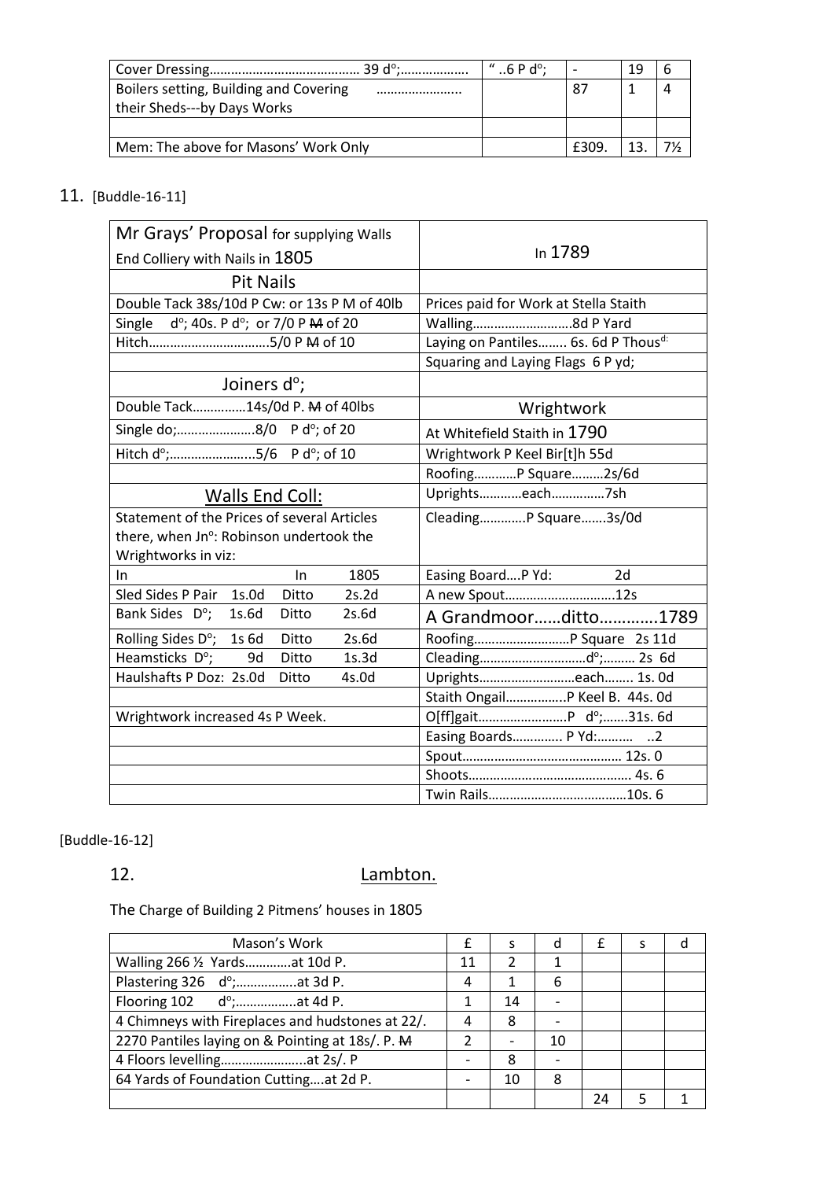| | | | | |
|---|---|---|---|---|
| Cover Dressing…………………………………… 39 d°;……………… | " ..6 P d°; | - | 19 | 6 |
| Boilers setting, Building and Covering their Sheds---by Days Works …………………… | | 87 | 1 | 4 |
| | | | | |
| Mem: The above for Masons' Work Only | | £309. | 13. | 7½ |

## 11. [Buddle-16-11]

| Mr Grays' Proposal for supplying Walls End Colliery with Nails in 1805 | In 1789 |
|---|---|
| Pit Nails | |
| Double Tack 38s/10d P Cw: or 13s P M of 40lb | Prices paid for Work at Stella Staith |
| Single d°; 40s. P d°; or 7/0 P ~~M~~ of 20 | Walling………………………8d P Yard |
| Hitch……………………………5/0 P ~~M~~ of 10 | Laying on Pantiles…….. 6s. 6d P Thous[d:] |
| | Squaring and Laying Flags 6 P yd; |
| Joiners d°; | |
| Double Tack……………14s/0d P. ~~M~~ of 40lbs | Wrightwork |
| Single do;…………………8/0 P d°; of 20 | At Whitefield Staith in 1790 |
| Hitch d°;…………………...5/6 P d°; of 10 | Wrightwork P Keel Bir[t]h 55d |
| | Roofing…………P Square………2s/6d |
| Walls End Coll: | Uprights…………each……………7sh |
| Statement of the Prices of several Articles there, when Jn°: Robinson undertook the Wrightworks in viz: | Cleading………….P Square…….3s/0d |
| In In 1805 | Easing Board….P Yd: 2d |
| Sled Sides P Pair 1s.0d Ditto 2s.2d | A new Spout…………………………12s |
| Bank Sides D°; 1s.6d Ditto 2s.6d | A Grandmoor……ditto…………1789 |
| Rolling Sides D°; 1s 6d Ditto 2s.6d | Roofing………………………P Square 2s 11d |
| Heamsticks D°; 9d Ditto 1s.3d | Cleading…………………………d°;……… 2s 6d |
| Haulshafts P Doz: 2s.0d Ditto 4s.0d | Uprights………………………each…….. 1s. 0d |
| | Staith Ongail……………..P Keel B. 44s. 0d |
| Wrightwork increased 4s P Week. | O[ff]gait……………………P d°;…….31s. 6d |
| | Easing Boards………….. P Yd:………. ..2 |
| | Spout……………………………………… 12s. 0 |
| | Shoots……………………………………… 4s. 6 |
| | Twin Rails…………………………………10s. 6 |

[Buddle-16-12]

## 12. Lambton.

The Charge of Building 2 Pitmens' houses in 1805

| Mason's Work | £ | s | d | £ | s | d |
|---|---|---|---|---|---|---|
| Walling 266 ½ Yards…………at 10d P. | 11 | 2 | 1 | | | |
| Plastering 326 d°;……………..at 3d P. | 4 | 1 | 6 | | | |
| Flooring 102 d°;……………..at 4d P. | 1 | 14 | - | | | |
| 4 Chimneys with Fireplaces and hudstones at 22/. | 4 | 8 | - | | | |
| 2270 Pantiles laying on & Pointing at 18s/. P. ~~M~~ | 2 | - | 10 | | | |
| 4 Floors levelling……………………at 2s/. P | - | 8 | - | | | |
| 64 Yards of Foundation Cutting….at 2d P. | - | 10 | 8 | | | |
| | | | | 24 | 5 | 1 |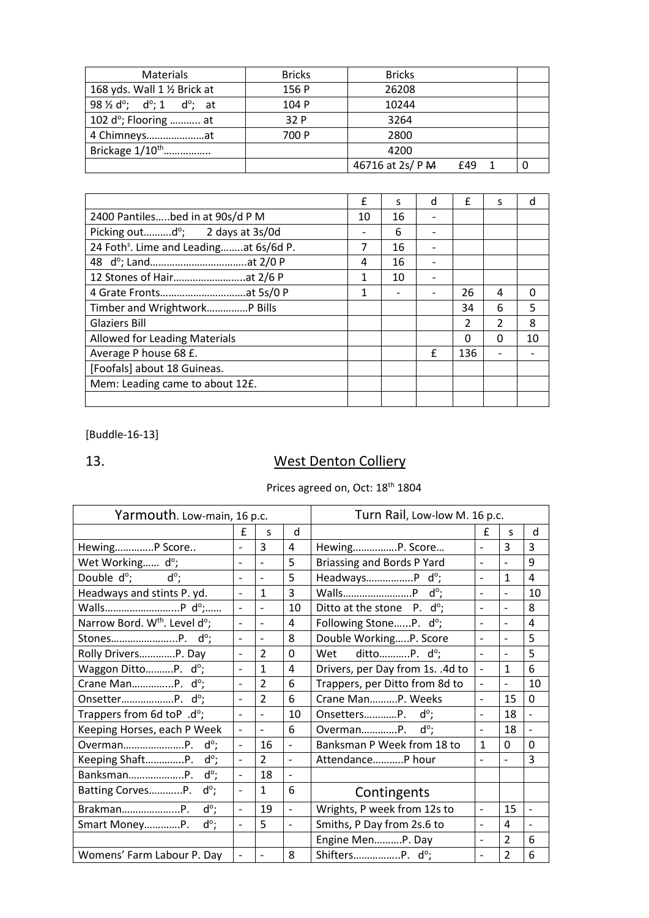| Materials | Bricks | Bricks | |
|---|---|---|---|
| 168 yds. Wall 1 ½ Brick at | 156 P | 26208 | |
| 98 ½ d°; d°; 1 d°; at | 104 P | 10244 | |
| 102 d°; Flooring ……….. at | 32 P | 3264 | |
| 4 Chimneys…………………at | 700 P | 2800 | |
| Brickage 1/10th…………….. | | 4200 | |
| | | 46716 at 2s/ P ~~M~~ £49 1 | 0 |

| | £ | s | d | £ | s | d |
|---|---|---|---|---|---|---|
| 2400 Pantiles…..bed in at 90s/d P M | 10 | 16 | - | | | |
| Picking out……….d°; 2 days at 3s/0d | - | 6 | - | | | |
| 24 Foths. Lime and Leading……..at 6s/6d P. | 7 | 16 | - | | | |
| 48 d°; Land……………………………..at 2/0 P | 4 | 16 | - | | | |
| 12 Stones of Hair……………………..at 2/6 P | 1 | 10 | - | | | |
| 4 Grate Fronts…………………………at 5s/0 P | 1 | - | - | 26 | 4 | 0 |
| Timber and Wrightwork……………P Bills | | | | 34 | 6 | 5 |
| Glaziers Bill | | | | 2 | 2 | 8 |
| Allowed for Leading Materials | | | | 0 | 0 | 10 |
| Average P house 68 £. | | | £ | 136 | - | - |
| [Foofals] about 18 Guineas. | | | | | | |
| Mem: Leading came to about 12£. | | | | | | |
| | | | | | | |

[Buddle-16-13]

13.

## West Denton Colliery

Prices agreed on, Oct: 18th 1804

| Yarmouth. Low-main, 16 p.c. | | | | Turn Rail, Low-low M. 16 p.c. | | | |
|---|---|---|---|---|---|---|---|
| | £ | s | d | | £ | s | d |
| Hewing…………..P Score.. | - | 3 | 4 | Hewing…………….P. Score… | - | 3 | 3 |
| Wet Working…… d°; | - | - | 5 | Briassing and Bords P Yard | - | - | 9 |
| Double d°; d°; | - | - | 5 | Headways……………..P d°; | - | 1 | 4 |
| Headways and stints P. yd. | - | 1 | 3 | Walls…………………….P d°; | - | - | 10 |
| Walls……………………..P d°;…… | - | - | 10 | Ditto at the stone P. d°; | - | - | 8 |
| Narrow Bord. Wth. Level d°; | - | - | 4 | Following Stone……P. d°; | - | - | 4 |
| Stones……………………P. d°; | - | - | 8 | Double Working…..P. Score | - | - | 5 |
| Rolly Drivers………….P. Day | - | 2 | 0 | Wet ditto………..P. d°; | - | - | 5 |
| Waggon Ditto……….P. d°; | - | 1 | 4 | Drivers, per Day from 1s. .4d to | - | 1 | 6 |
| Crane Man…………..P. d°; | - | 2 | 6 | Trappers, per Ditto from 8d to | - | - | 10 |
| Onsetter……………….P. d°; | - | 2 | 6 | Crane Man……….P. Weeks | - | 15 | 0 |
| Trappers from 6d toP .d°; | - | - | 10 | Onsetters…………P. d°; | - | 18 | - |
| Keeping Horses, each P Week | - | - | 6 | Overman………….P. d°; | - | 18 | - |
| Overman………………….P. d°; | - | 16 | - | Banksman P Week from 18 to | 1 | 0 | 0 |
| Keeping Shaft…………..P. d°; | - | 2 | - | Attendance………..P hour | - | - | 3 |
| Banksman………………..P. d°; | - | 18 | - | | | | |
| Batting Corves………..P. d°; | - | 1 | 6 | Contingents | | | |
| Brakman…………………P. d°; | - | 19 | - | Wrights, P week from 12s to | - | 15 | - |
| Smart Money………….P. d°; | - | 5 | - | Smiths, P Day from 2s.6 to | - | 4 | - |
| | | | | Engine Men……….P. Day | - | 2 | 6 |
| Womens' Farm Labour P. Day | - | - | 8 | Shifters……………..P. d°; | - | 2 | 6 |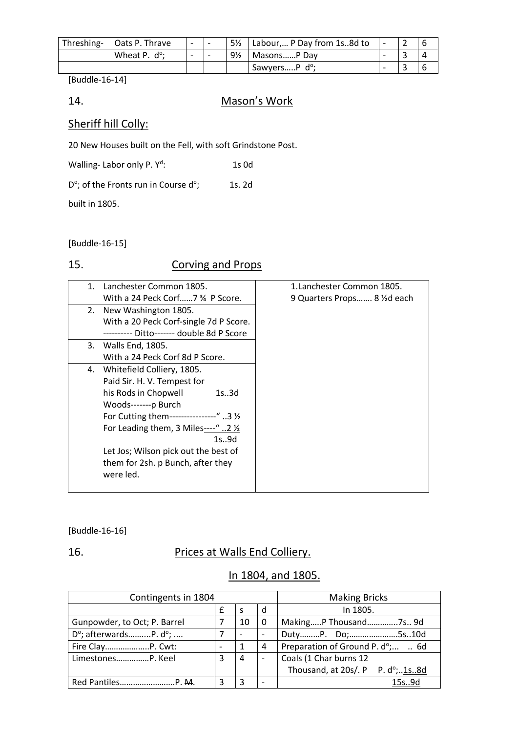| Threshing- | Oats P. Thrave | - | - | 5½ | Labour,… P Day from 1s..8d to | - | 2 | 6 |
|---|---|---|---|---|---|---|---|---|
| | Wheat P. d°; | - | - | 9½ | Masons……P Day | - | 3 | 4 |
| | | | | | Sawyers…..P d°; | - | 3 | 6 |

[Buddle-16-14]

## 14. Mason's Work

### Sheriff hill Colly:

20 New Houses built on the Fell, with soft Grindstone Post.

Walling- Labor only P. Y$^{d}$: 1s 0d

D°; of the Fronts run in Course d°; 1s. 2d

built in 1805.

[Buddle-16-15]

## 15. Corving and Props

| | |
|---|---|
| 1. Lanchester Common 1805. With a 24 Peck Corf……7 ¾ P Score. | 1.Lanchester Common 1805. 9 Quarters Props……. 8 ½d each |
| 2. New Washington 1805. With a 20 Peck Corf-single 7d P Score. ---------- Ditto------- double 8d P Score | |
| 3. Walls End, 1805. With a 24 Peck Corf 8d P Score. | |
| 4. Whitefield Colliery, 1805. Paid Sir. H. V. Tempest for his Rods in Chopwell 1s..3d Woods-------p Burch For Cutting them----------------" ..3 ½ For Leading them, 3 Miles----" ..2 ½ 1s..9d Let Jos; Wilson pick out the best of them for 2sh. p Bunch, after they were led. | |

[Buddle-16-16]

## 16. Prices at Walls End Colliery.

### In 1804, and 1805.

| Contingents in 1804 | | | | Making Bricks |
|---|---|---|---|---|
| | £ | s | d | In 1805. |
| Gunpowder, to Oct; P. Barrel | 7 | 10 | 0 | Making…..P Thousand…………..7s.. 9d |
| D°; afterwards……….P. d°; …. | 7 | - | - | Duty………P. Do;…………………..5s..10d |
| Fire Clay………………..P. Cwt: | - | 1 | 4 | Preparation of Ground P. d°;… .. 6d |
| Limestones……………P. Keel | 3 | 4 | - | Coals (1 Char burns 12 Thousand, at 20s/. P P. d°;..1s..8d |
| Red Pantiles…………………….P. ~~M~~. | 3 | 3 | - | 15s..9d |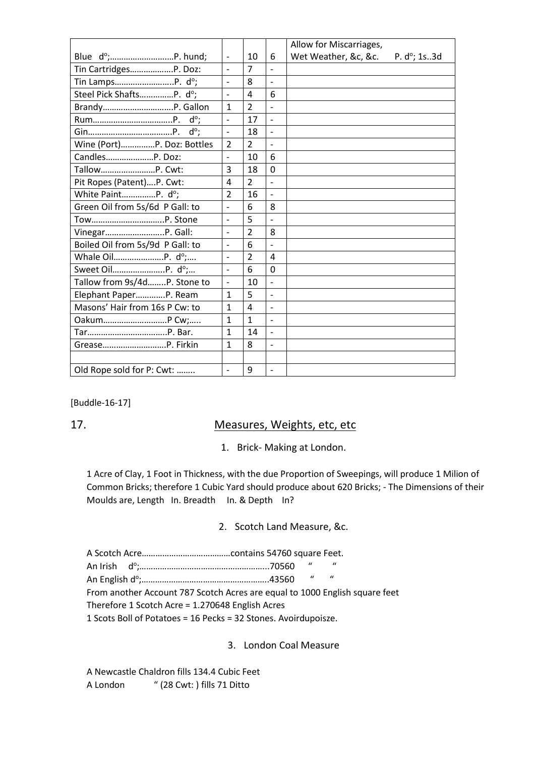| Blue d°;……………………….P. hund; | - | 10 | 6 | Allow for Miscarriages, Wet Weather, &c, &c. P. d°; 1s..3d |
|---|---|---|---|---|
| Tin Cartridges……………….P. Doz: | - | 7 | - | |
| Tin Lamps…………………….P. d°; | - | 8 | - | |
| Steel Pick Shafts…………..P. d°; | - | 4 | 6 | |
| Brandy…………………………P. Gallon | 1 | 2 | - | |
| Rum……………………………..P. d°; | - | 17 | - | |
| Gin……………………………….P. d°; | - | 18 | - | |
| Wine (Port)……………P. Doz: Bottles | 2 | 2 | - | |
| Candles…………………P. Doz: | - | 10 | 6 | |
| Tallow……………………P. Cwt: | 3 | 18 | 0 | |
| Pit Ropes (Patent)….P. Cwt: | 4 | 2 | - | |
| White Paint……………P. d°; | 2 | 16 | - | |
| Green Oil from 5s/6d P Gall: to | - | 6 | 8 | |
| Tow…………………………..P. Stone | - | 5 | - | |
| Vinegar……………………..P. Gall: | - | 2 | 8 | |
| Boiled Oil from 5s/9d P Gall: to | - | 6 | - | |
| Whale Oil…………………..P. d°;…. | - | 2 | 4 | |
| Sweet Oil…………………..P. d°;… | - | 6 | 0 | |
| Tallow from 9s/4d……..P. Stone to | - | 10 | - | |
| Elephant Paper…………P. Ream | 1 | 5 | - | |
| Masons' Hair from 16s P Cw: to | 1 | 4 | - | |
| Oakum……………………….P Cw;….. | 1 | 1 | - | |
| Tar……………………………..P. Bar. | 1 | 14 | - | |
| Grease……………………….P. Firkin | 1 | 8 | - | |
| | | | | |
| Old Rope sold for P: Cwt: …….. | - | 9 | - | |

[Buddle-16-17]

## 17. Measures, Weights, etc, etc

### 1. Brick- Making at London.

1 Acre of Clay, 1 Foot in Thickness, with the due Proportion of Sweepings, will produce 1 Milion of Common Bricks; therefore 1 Cubic Yard should produce about 620 Bricks; - The Dimensions of their Moulds are, Length In. Breadth In. & Depth In?

### 2. Scotch Land Measure, &c.

A Scotch Acre…………………………………contains 54760 square Feet.
An Irish d°;…………………………………………………...70560 " "
An English d°;………………………………………………..43560 " "
From another Account 787 Scotch Acres are equal to 1000 English square feet
Therefore 1 Scotch Acre = 1.270648 English Acres
1 Scots Boll of Potatoes = 16 Pecks = 32 Stones. Avoirdupoisze.

### 3. London Coal Measure

A Newcastle Chaldron fills 134.4 Cubic Feet
A London " (28 Cwt: ) fills 71 Ditto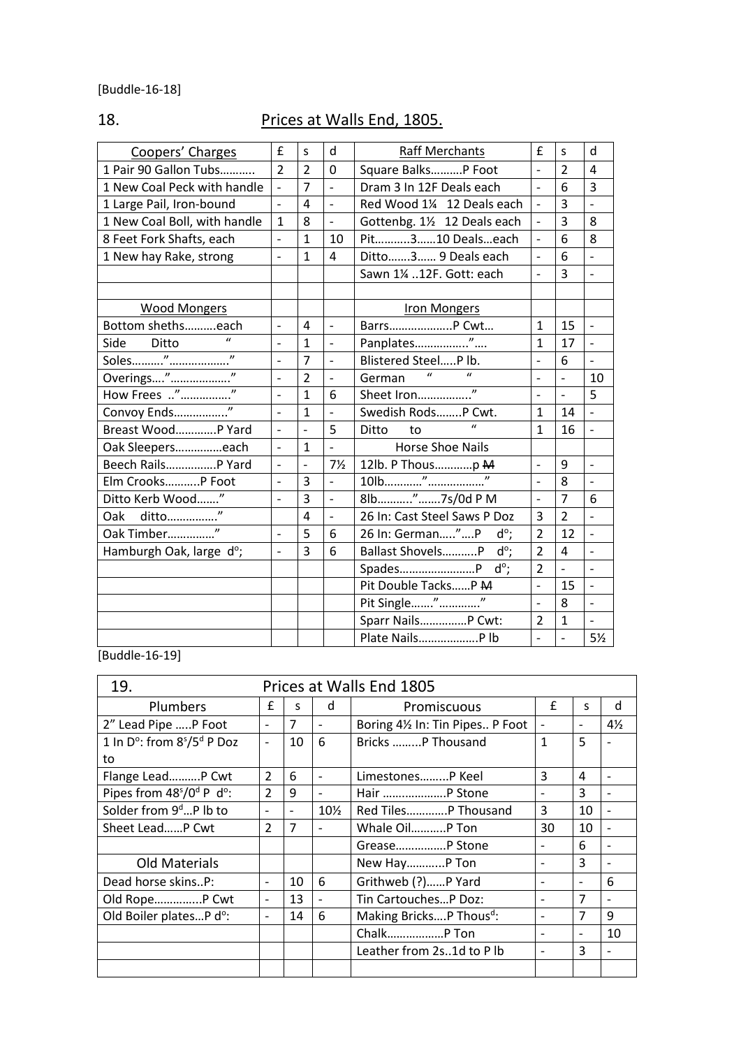[Buddle-16-18]

## 18. Prices at Walls End, 1805.

| Coopers' Charges | £ | s | d | Raff Merchants | £ | s | d |
|---|---|---|---|---|---|---|---|
| 1 Pair 90 Gallon Tubs……….. | 2 | 2 | 0 | Square Balks……….P Foot | - | 2 | 4 |
| 1 New Coal Peck with handle | - | 7 | - | Dram 3 In 12F Deals each | - | 6 | 3 |
| 1 Large Pail, Iron-bound | - | 4 | - | Red Wood 1¼ 12 Deals each | - | 3 | - |
| 1 New Coal Boll, with handle | 1 | 8 | - | Gottenbg. 1½ 12 Deals each | - | 3 | 8 |
| 8 Feet Fork Shafts, each | - | 1 | 10 | Pit………..3……10 Deals…each | - | 6 | 8 |
| 1 New hay Rake, strong | - | 1 | 4 | Ditto…….3…… 9 Deals each | - | 6 | - |
| | | | | Sawn 1¼ ..12F. Gott: each | - | 3 | - |
| | | | | | | | |
| Wood Mongers | | | | Iron Mongers | | | |
| Bottom sheths……….each | - | 4 | - | Barrs…………………P Cwt… | 1 | 15 | - |
| Side Ditto " | - | 1 | - | Panplates……………..".… | 1 | 17 | - |
| Soles………."………………." | - | 7 | - | Blistered Steel…..P lb. | - | 6 | - |
| Overings…."………………." | - | 2 | - | German " " | - | - | 10 |
| How Frees .."……………." | - | 1 | 6 | Sheet Iron…………….." | - | - | 5 |
| Convoy Ends…………….." | - | 1 | - | Swedish Rods……..P Cwt. | 1 | 14 | - |
| Breast Wood………….P Yard | - | - | 5 | Ditto to " | 1 | 16 | - |
| Oak Sleepers……………each | - | 1 | - | Horse Shoe Nails | | | |
| Beech Rails…………….P Yard | - | - | 7½ | 12lb. P Thous…………p ~~M~~ | - | 9 | - |
| Elm Crooks………..P Foot | - | 3 | - | 10lb…………"………………" | - | 8 | - |
| Ditto Kerb Wood……." | - | 3 | - | 8lb……….."…….7s/0d P M | - | 7 | 6 |
| Oak ditto……………." | | 4 | - | 26 In: Cast Steel Saws P Doz | 3 | 2 | - |
| Oak Timber……………" | - | 5 | 6 | 26 In: German….."….P d°; | 2 | 12 | - |
| Hamburgh Oak, large d°; | - | 3 | 6 | Ballast Shovels………..P d°; | 2 | 4 | - |
| | | | | Spades……………………P d°; | 2 | - | - |
| | | | | Pit Double Tacks……P ~~M~~ | - | 15 | - |
| | | | | Pit Single……."…………." | - | 8 | - |
| | | | | Sparr Nails……………P Cwt: | 2 | 1 | - |
| | | | | Plate Nails……………….P lb | - | - | 5½ |

[Buddle-16-19]

## 19. Prices at Walls End 1805

| Plumbers | £ | s | d | Promiscuous | £ | s | d |
|---|---|---|---|---|---|---|---|
| 2" Lead Pipe …..P Foot | - | 7 | - | Boring 4½ In: Tin Pipes.. P Foot | - | - | 4½ |
| 1 In D°: from 8ˢ/5ᵈ P Doz to | - | 10 | 6 | Bricks ……...P Thousand | 1 | 5 | - |
| Flange Lead……….P Cwt | 2 | 6 | - | Limestones……...P Keel | 3 | 4 | - |
| Pipes from 48ˢ/0ᵈ P d°: | 2 | 9 | - | Hair ………………..P Stone | - | 3 | - |
| Solder from 9ᵈ…P lb to | - | - | 10½ | Red Tiles………….P Thousand | 3 | 10 | - |
| Sheet Lead……P Cwt | 2 | 7 | - | Whale Oil………..P Ton | 30 | 10 | - |
| | | | | Grease…………….P Stone | - | 6 | - |
| Old Materials | | | | New Hay…………P Ton | - | 3 | - |
| Dead horse skins..P: | - | 10 | 6 | Grithweb (?)……P Yard | - | - | 6 |
| Old Rope…………..P Cwt | - | 13 | - | Tin Cartouches…P Doz: | - | 7 | - |
| Old Boiler plates…P d°: | - | 14 | 6 | Making Bricks….P Thousᵈ: | - | 7 | 9 |
| | | | | Chalk………………P Ton | - | - | 10 |
| | | | | Leather from 2s..1d to P lb | - | 3 | - |
| | | | | | | | |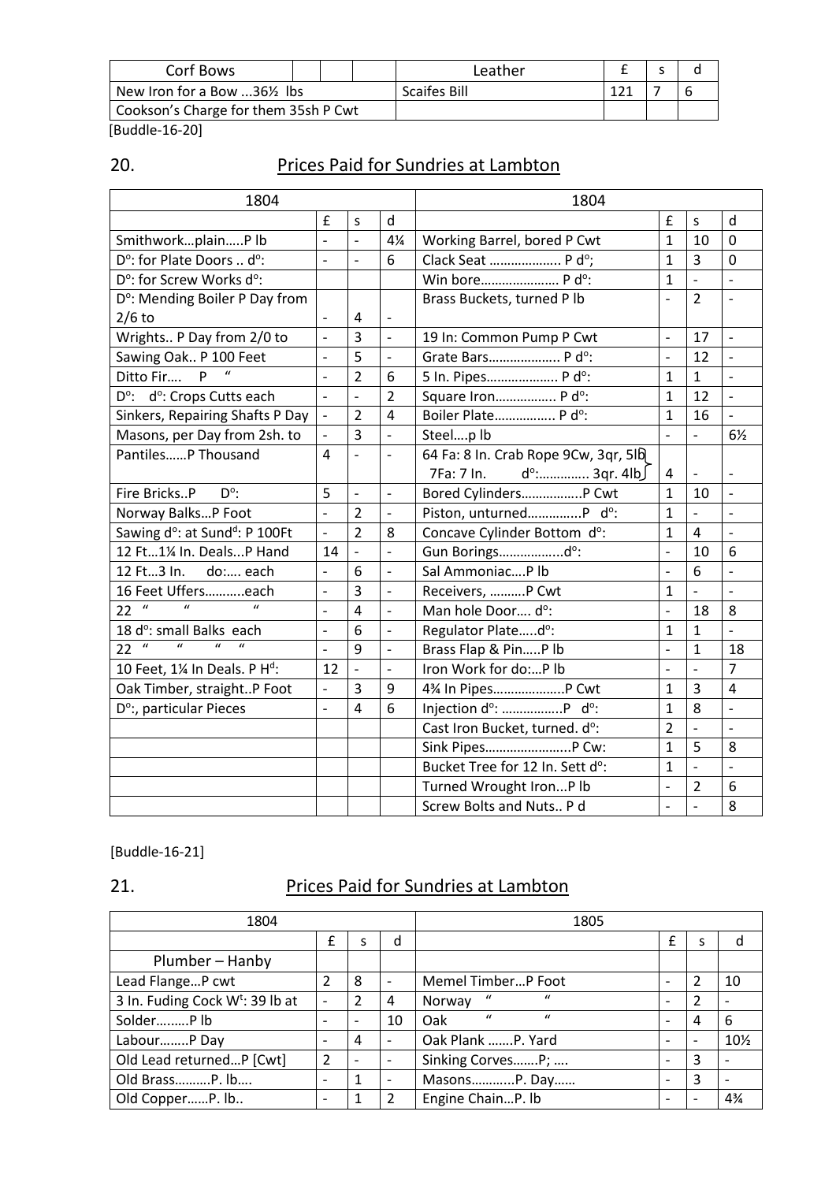| Corf Bows | | | | Leather | £ | s | d |
|---|---|---|---|---|---|---|---|
| New Iron for a Bow ...36½ lbs | | | | Scaifes Bill | 121 | 7 | 6 |
| Cookson's Charge for them 35sh P Cwt | | | | | | | |

[Buddle-16-20]

## 20. Prices Paid for Sundries at Lambton

| 1804 | | | | 1804 | | | |
|---|---|---|---|---|---|---|---|
| | £ | s | d | | £ | s | d |
| Smithwork…plain…..P lb | - | - | 4¼ | Working Barrel, bored P Cwt | 1 | 10 | 0 |
| D°: for Plate Doors .. d°: | - | - | 6 | Clack Seat ……………….. P d°; | 1 | 3 | 0 |
| D°: for Screw Works d°: | | | | Win bore…………………. P d°: | 1 | - | - |
| D°: Mending Boiler P Day from 2/6 to | - | 4 | - | Brass Buckets, turned P lb | - | 2 | - |
| Wrights.. P Day from 2/0 to | - | 3 | - | 19 In: Common Pump P Cwt | - | 17 | - |
| Sawing Oak.. P 100 Feet | - | 5 | - | Grate Bars……………….. P d°: | - | 12 | - |
| Ditto Fir…. P " | - | 2 | 6 | 5 In. Pipes……………….. P d°: | 1 | 1 | - |
| D°: d°: Crops Cutts each | - | - | 2 | Square Iron…………….. P d°: | 1 | 12 | - |
| Sinkers, Repairing Shafts P Day | - | 2 | 4 | Boiler Plate…………….. P d°: | 1 | 16 | - |
| Masons, per Day from 2sh. to | - | 3 | - | Steel….p lb | - | - | 6½ |
| Pantiles……P Thousand | 4 | - | - | 64 Fa: 8 In. Crab Rope 9Cw, 3qr, 5lb } 7Fa: 7 In. d°:………….. 3qr. 4lb } | 4 | - | - |
| Fire Bricks..P D°: | 5 | - | - | Bored Cylinders……………..P Cwt | 1 | 10 | - |
| Norway Balks…P Foot | - | 2 | - | Piston, unturned……………P d°: | 1 | - | - |
| Sawing d°: at Sund[d]: P 100Ft | - | 2 | 8 | Concave Cylinder Bottom d°: | 1 | 4 | - |
| 12 Ft…1¼ In. Deals...P Hand | 14 | - | - | Gun Borings………………d°: | - | 10 | 6 |
| 12 Ft…3 In. do:…. each | - | 6 | - | Sal Ammoniac….P lb | - | 6 | - |
| 16 Feet Uffers……….each | - | 3 | - | Receivers, ……….P Cwt | 1 | - | - |
| 22 " " " | - | 4 | - | Man hole Door…. d°: | - | 18 | 8 |
| 18 d°: small Balks each | - | 6 | - | Regulator Plate…..d°: | 1 | 1 | - |
| 22 " " " " | - | 9 | - | Brass Flap & Pin…..P lb | - | 1 | 18 |
| 10 Feet, 1¼ In Deals. P H[d]: | 12 | - | - | Iron Work for do:…P lb | - | - | 7 |
| Oak Timber, straight..P Foot | - | 3 | 9 | 4¾ In Pipes………………..P Cwt | 1 | 3 | 4 |
| D°:, particular Pieces | - | 4 | 6 | Injection d°: ……………..P d°: | 1 | 8 | - |
| | | | | Cast Iron Bucket, turned. d°: | 2 | - | - |
| | | | | Sink Pipes……………………P Cw: | 1 | 5 | 8 |
| | | | | Bucket Tree for 12 In. Sett d°: | 1 | - | - |
| | | | | Turned Wrought Iron…P lb | - | 2 | 6 |
| | | | | Screw Bolts and Nuts.. P d | - | - | 8 |

[Buddle-16-21]

## 21. Prices Paid for Sundries at Lambton

| 1804 | | | | 1805 | | | |
|---|---|---|---|---|---|---|---|
| | £ | s | d | | £ | s | d |
| Plumber – Hanby | | | | | | | |
| Lead Flange…P cwt | 2 | 8 | - | Memel Timber…P Foot | - | 2 | 10 |
| 3 In. Fuding Cock W[t]: 39 lb at | - | 2 | 4 | Norway " " | - | 2 | - |
| Solder………P lb | - | - | 10 | Oak " " | - | 4 | 6 |
| Labour……..P Day | - | 4 | - | Oak Plank …….P. Yard | - | - | 10½ |
| Old Lead returned…P [Cwt] | 2 | - | - | Sinking Corves…….P; …. | - | 3 | - |
| Old Brass……….P. lb…. | - | 1 | - | Masons………..P. Day…… | - | 3 | - |
| Old Copper……P. lb.. | - | 1 | 2 | Engine Chain…P. lb | - | - | 4¾ |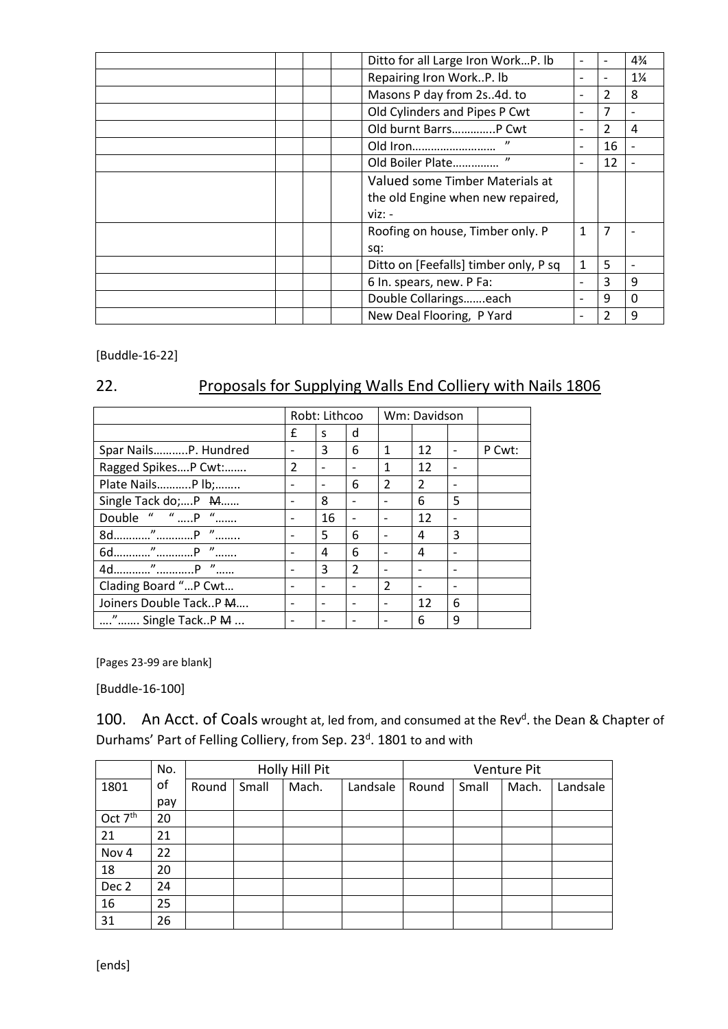| | | | | | | | |
|---|---|---|---|---|---|---|---|
| | | | | Ditto for all Large Iron Work…P. lb | - | - | 4¾ |
| | | | | Repairing Iron Work..P. lb | - | - | 1¼ |
| | | | | Masons P day from 2s..4d. to | - | 2 | 8 |
| | | | | Old Cylinders and Pipes P Cwt | - | 7 | - |
| | | | | Old burnt Barrs…………..P Cwt | - | 2 | 4 |
| | | | | Old Iron……………………… " | - | 16 | - |
| | | | | Old Boiler Plate…………… " | - | 12 | - |
| | | | | Valued some Timber Materials at the old Engine when new repaired, viz: - | | | |
| | | | | Roofing on house, Timber only. P sq: | 1 | 7 | - |
| | | | | Ditto on [Feefalls] timber only, P sq | 1 | 5 | - |
| | | | | 6 In. spears, new. P Fa: | - | 3 | 9 |
| | | | | Double Collarings…….each | - | 9 | 0 |
| | | | | New Deal Flooring, P Yard | - | 2 | 9 |

[Buddle-16-22]

## 22. Proposals for Supplying Walls End Colliery with Nails 1806

| | Robt: Lithcoo | | | Wm: Davidson | | | |
|---|---|---|---|---|---|---|---|
| | £ | s | d | | | | |
| Spar Nails………..P. Hundred | - | 3 | 6 | 1 | 12 | - | P Cwt: |
| Ragged Spikes….P Cwt:……. | 2 | - | - | 1 | 12 | - | |
| Plate Nails………..P lb;…….. | - | - | 6 | 2 | 2 | - | |
| Single Tack do;….P ~~M~~…… | - | 8 | - | - | 6 | 5 | |
| Double " " …..P "……. | - | 16 | - | - | 12 | - | |
| 8d…………"…………P "…….. | - | 5 | 6 | - | 4 | 3 | |
| 6d…………"…………P "……. | - | 4 | 6 | - | 4 | - | |
| 4d…………"…………P "…… | - | 3 | 2 | - | - | - | |
| Clading Board "…P Cwt… | - | - | - | 2 | - | - | |
| Joiners Double Tack..P ~~M~~…. | - | - | - | - | 12 | 6 | |
| …."……. Single Tack..P ~~M~~ ... | - | - | - | - | 6 | 9 | |

[Pages 23-99 are blank]

[Buddle-16-100]

100. An Acct. of Coals wrought at, led from, and consumed at the Rev[d]. the Dean & Chapter of Durhams' Part of Felling Colliery, from Sep. 23[d]. 1801 to and with

| | No. | Holly Hill Pit | | | | Venture Pit | | | |
|---|---|---|---|---|---|---|---|---|---|
| 1801 | of pay | Round | Small | Mach. | Landsale | Round | Small | Mach. | Landsale |
| Oct 7[th] | 20 | | | | | | | | |
| 21 | 21 | | | | | | | | |
| Nov 4 | 22 | | | | | | | | |
| 18 | 20 | | | | | | | | |
| Dec 2 | 24 | | | | | | | | |
| 16 | 25 | | | | | | | | |
| 31 | 26 | | | | | | | | |

[ends]